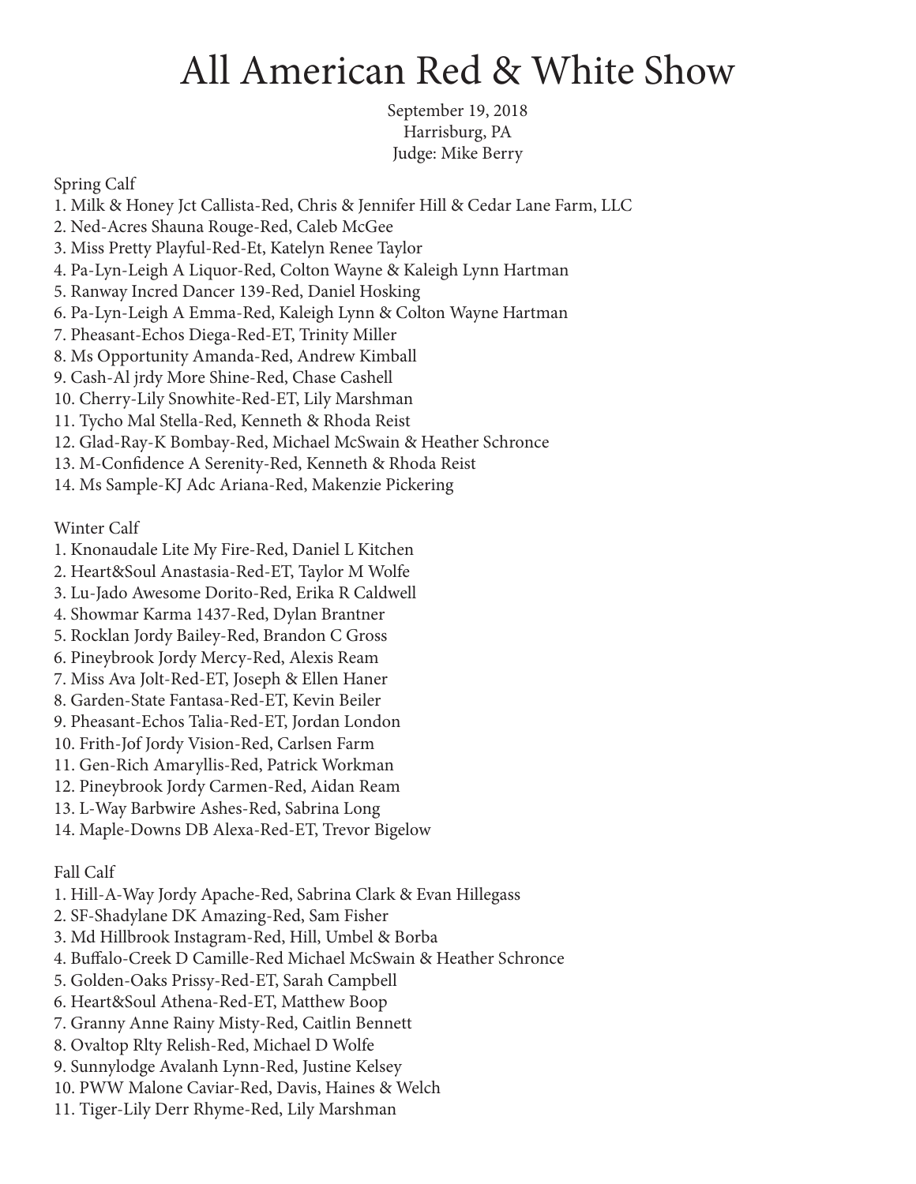# All American Red & White Show

September 19, 2018
Harrisburg, PA
Judge: Mike Berry

Spring Calf

1. Milk & Honey Jct Callista-Red, Chris & Jennifer Hill & Cedar Lane Farm, LLC
2. Ned-Acres Shauna Rouge-Red, Caleb McGee
3. Miss Pretty Playful-Red-Et, Katelyn Renee Taylor
4. Pa-Lyn-Leigh A Liquor-Red, Colton Wayne & Kaleigh Lynn Hartman
5. Ranway Incred Dancer 139-Red, Daniel Hosking
6. Pa-Lyn-Leigh A Emma-Red, Kaleigh Lynn & Colton Wayne Hartman
7. Pheasant-Echos Diega-Red-ET, Trinity Miller
8. Ms Opportunity Amanda-Red, Andrew Kimball
9. Cash-Al jrdy More Shine-Red, Chase Cashell
10. Cherry-Lily Snowhite-Red-ET, Lily Marshman
11. Tycho Mal Stella-Red, Kenneth & Rhoda Reist
12. Glad-Ray-K Bombay-Red, Michael McSwain & Heather Schronce
13. M-Confidence A Serenity-Red, Kenneth & Rhoda Reist
14. Ms Sample-KJ Adc Ariana-Red, Makenzie Pickering

Winter Calf

1. Knonaudale Lite My Fire-Red, Daniel L Kitchen
2. Heart&Soul Anastasia-Red-ET, Taylor M Wolfe
3. Lu-Jado Awesome Dorito-Red, Erika R Caldwell
4. Showmar Karma 1437-Red, Dylan Brantner
5. Rocklan Jordy Bailey-Red, Brandon C Gross
6. Pineybrook Jordy Mercy-Red, Alexis Ream
7. Miss Ava Jolt-Red-ET, Joseph & Ellen Haner
8. Garden-State Fantasa-Red-ET, Kevin Beiler
9. Pheasant-Echos Talia-Red-ET, Jordan London
10. Frith-Jof Jordy Vision-Red, Carlsen Farm
11. Gen-Rich Amaryllis-Red, Patrick Workman
12. Pineybrook Jordy Carmen-Red, Aidan Ream
13. L-Way Barbwire Ashes-Red, Sabrina Long
14. Maple-Downs DB Alexa-Red-ET, Trevor Bigelow

Fall Calf

1. Hill-A-Way Jordy Apache-Red, Sabrina Clark & Evan Hillegass
2. SF-Shadylane DK Amazing-Red, Sam Fisher
3. Md Hillbrook Instagram-Red, Hill, Umbel & Borba
4. Buffalo-Creek D Camille-Red Michael McSwain & Heather Schronce
5. Golden-Oaks Prissy-Red-ET, Sarah Campbell
6. Heart&Soul Athena-Red-ET, Matthew Boop
7. Granny Anne Rainy Misty-Red, Caitlin Bennett
8. Ovaltop Rlty Relish-Red, Michael D Wolfe
9. Sunnylodge Avalanh Lynn-Red, Justine Kelsey
10. PWW Malone Caviar-Red, Davis, Haines & Welch
11. Tiger-Lily Derr Rhyme-Red, Lily Marshman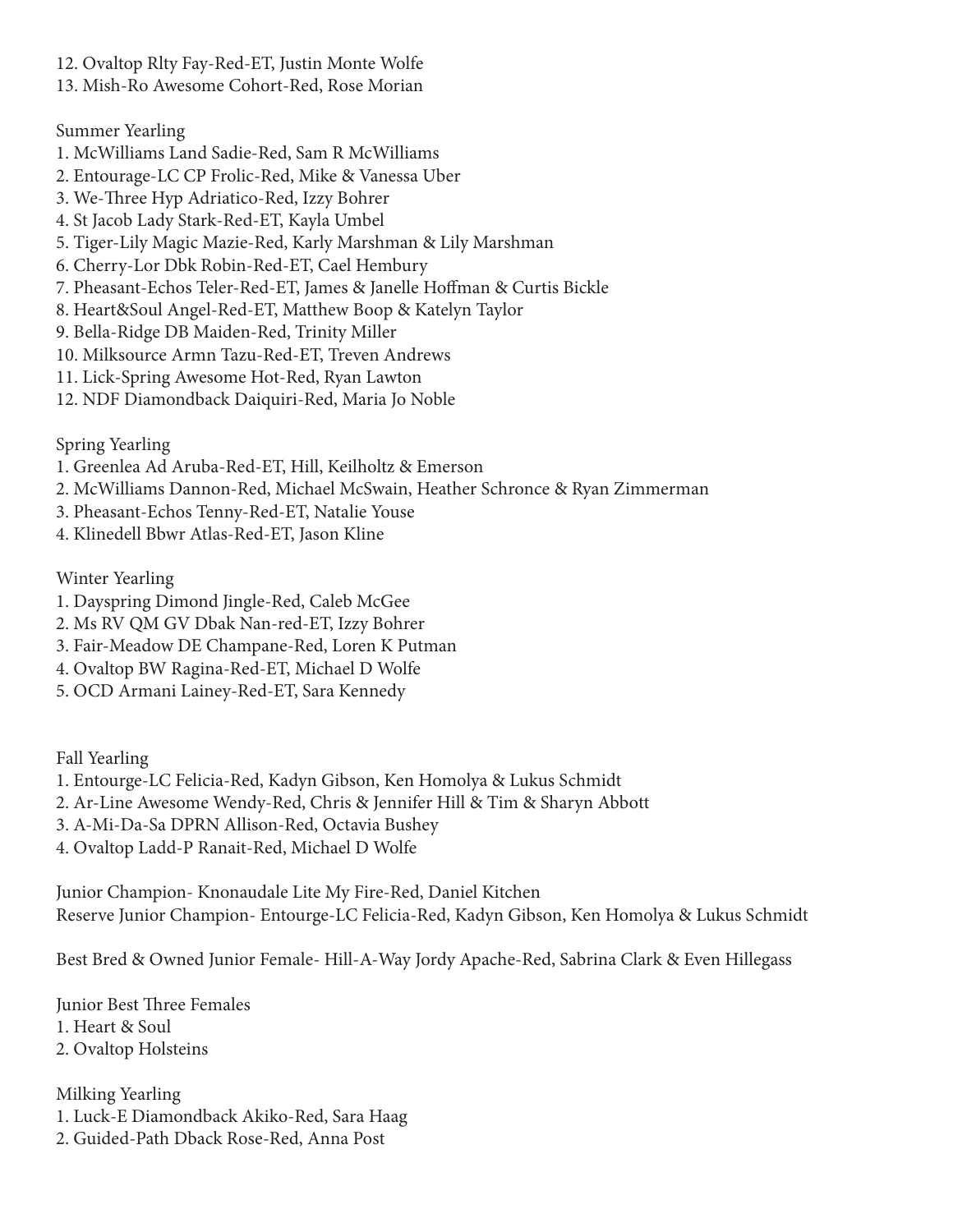12. Ovaltop Rlty Fay-Red-ET, Justin Monte Wolfe
13. Mish-Ro Awesome Cohort-Red, Rose Morian

Summer Yearling

1. McWilliams Land Sadie-Red, Sam R McWilliams
2. Entourage-LC CP Frolic-Red, Mike & Vanessa Uber
3. We-Three Hyp Adriatico-Red, Izzy Bohrer
4. St Jacob Lady Stark-Red-ET, Kayla Umbel
5. Tiger-Lily Magic Mazie-Red, Karly Marshman & Lily Marshman
6. Cherry-Lor Dbk Robin-Red-ET, Cael Hembury
7. Pheasant-Echos Teler-Red-ET, James & Janelle Hoffman & Curtis Bickle
8. Heart&Soul Angel-Red-ET, Matthew Boop & Katelyn Taylor
9. Bella-Ridge DB Maiden-Red, Trinity Miller
10. Milksource Armn Tazu-Red-ET, Treven Andrews
11. Lick-Spring Awesome Hot-Red, Ryan Lawton
12. NDF Diamondback Daiquiri-Red, Maria Jo Noble

Spring Yearling

1. Greenlea Ad Aruba-Red-ET, Hill, Keilholtz & Emerson
2. McWilliams Dannon-Red, Michael McSwain, Heather Schronce & Ryan Zimmerman
3. Pheasant-Echos Tenny-Red-ET, Natalie Youse
4. Klinedell Bbwr Atlas-Red-ET, Jason Kline

Winter Yearling

1. Dayspring Dimond Jingle-Red, Caleb McGee
2. Ms RV QM GV Dbak Nan-red-ET, Izzy Bohrer
3. Fair-Meadow DE Champane-Red, Loren K Putman
4. Ovaltop BW Ragina-Red-ET, Michael D Wolfe
5. OCD Armani Lainey-Red-ET, Sara Kennedy

Fall Yearling

1. Entourge-LC Felicia-Red, Kadyn Gibson, Ken Homolya & Lukus Schmidt
2. Ar-Line Awesome Wendy-Red, Chris & Jennifer Hill & Tim & Sharyn Abbott
3. A-Mi-Da-Sa DPRN Allison-Red, Octavia Bushey
4. Ovaltop Ladd-P Ranait-Red, Michael D Wolfe

Junior Champion- Knonaudale Lite My Fire-Red, Daniel Kitchen
Reserve Junior Champion- Entourge-LC Felicia-Red, Kadyn Gibson, Ken Homolya & Lukus Schmidt

Best Bred & Owned Junior Female- Hill-A-Way Jordy Apache-Red, Sabrina Clark & Even Hillegass

Junior Best Three Females

1. Heart & Soul
2. Ovaltop Holsteins

Milking Yearling

1. Luck-E Diamondback Akiko-Red, Sara Haag
2. Guided-Path Dback Rose-Red, Anna Post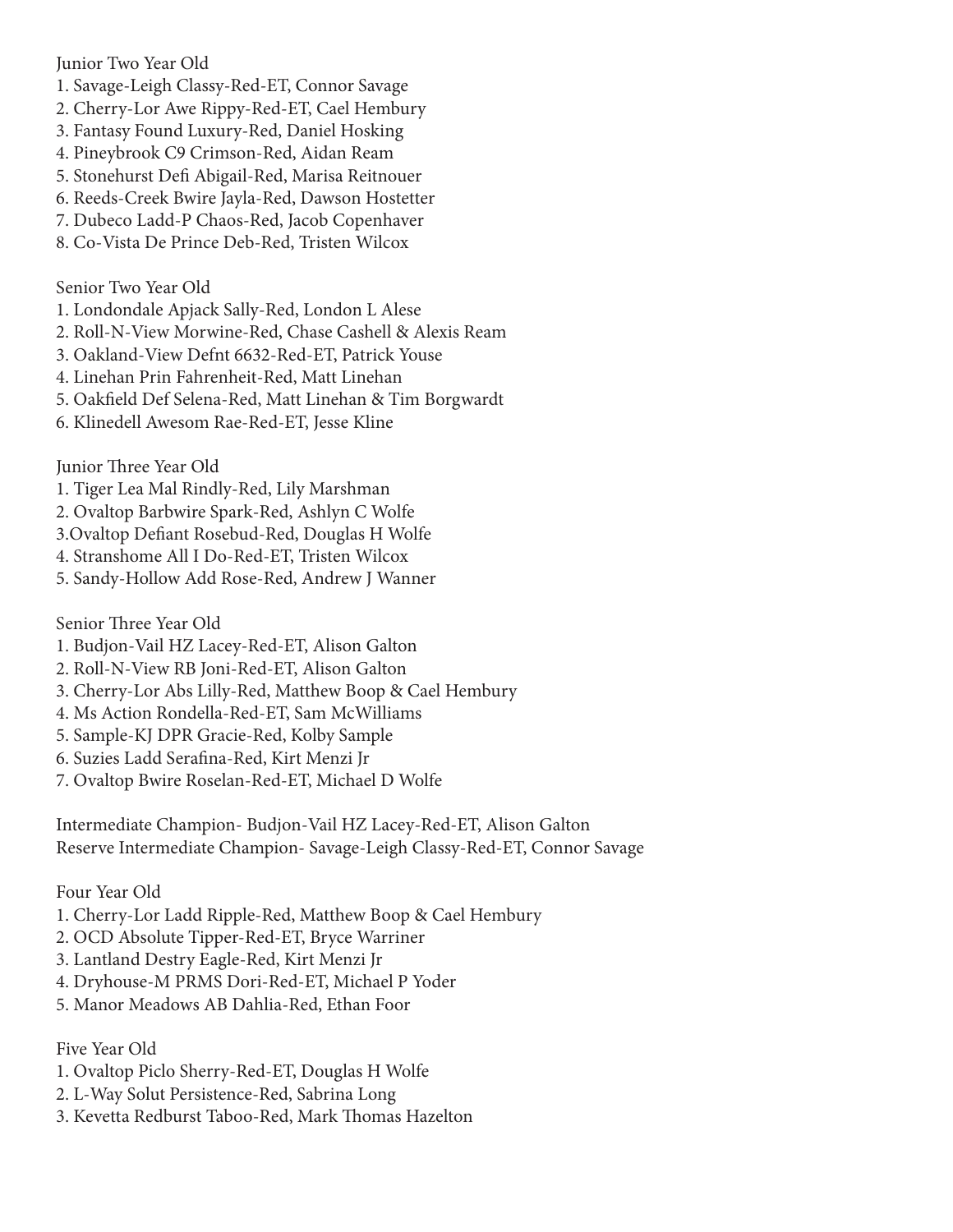Junior Two Year Old
1. Savage-Leigh Classy-Red-ET, Connor Savage
2. Cherry-Lor Awe Rippy-Red-ET, Cael Hembury
3. Fantasy Found Luxury-Red, Daniel Hosking
4. Pineybrook C9 Crimson-Red, Aidan Ream
5. Stonehurst Defi Abigail-Red, Marisa Reitnouer
6. Reeds-Creek Bwire Jayla-Red, Dawson Hostetter
7. Dubeco Ladd-P Chaos-Red, Jacob Copenhaver
8. Co-Vista De Prince Deb-Red, Tristen Wilcox

Senior Two Year Old
1. Londondale Apjack Sally-Red, London L Alese
2. Roll-N-View Morwine-Red, Chase Cashell & Alexis Ream
3. Oakland-View Defnt 6632-Red-ET, Patrick Youse
4. Linehan Prin Fahrenheit-Red, Matt Linehan
5. Oakfield Def Selena-Red, Matt Linehan & Tim Borgwardt
6. Klinedell Awesom Rae-Red-ET, Jesse Kline

Junior Three Year Old
1. Tiger Lea Mal Rindly-Red, Lily Marshman
2. Ovaltop Barbwire Spark-Red, Ashlyn C Wolfe
3.Ovaltop Defiant Rosebud-Red, Douglas H Wolfe
4. Stranshome All I Do-Red-ET, Tristen Wilcox
5. Sandy-Hollow Add Rose-Red, Andrew J Wanner

Senior Three Year Old
1. Budjon-Vail HZ Lacey-Red-ET, Alison Galton
2. Roll-N-View RB Joni-Red-ET, Alison Galton
3. Cherry-Lor Abs Lilly-Red, Matthew Boop & Cael Hembury
4. Ms Action Rondella-Red-ET, Sam McWilliams
5. Sample-KJ DPR Gracie-Red, Kolby Sample
6. Suzies Ladd Serafina-Red, Kirt Menzi Jr
7. Ovaltop Bwire Roselan-Red-ET, Michael D Wolfe

Intermediate Champion- Budjon-Vail HZ Lacey-Red-ET, Alison Galton
Reserve Intermediate Champion- Savage-Leigh Classy-Red-ET, Connor Savage

Four Year Old
1. Cherry-Lor Ladd Ripple-Red, Matthew Boop & Cael Hembury
2. OCD Absolute Tipper-Red-ET, Bryce Warriner
3. Lantland Destry Eagle-Red, Kirt Menzi Jr
4. Dryhouse-M PRMS Dori-Red-ET, Michael P Yoder
5. Manor Meadows AB Dahlia-Red, Ethan Foor

Five Year Old
1. Ovaltop Piclo Sherry-Red-ET, Douglas H Wolfe
2. L-Way Solut Persistence-Red, Sabrina Long
3. Kevetta Redburst Taboo-Red, Mark Thomas Hazelton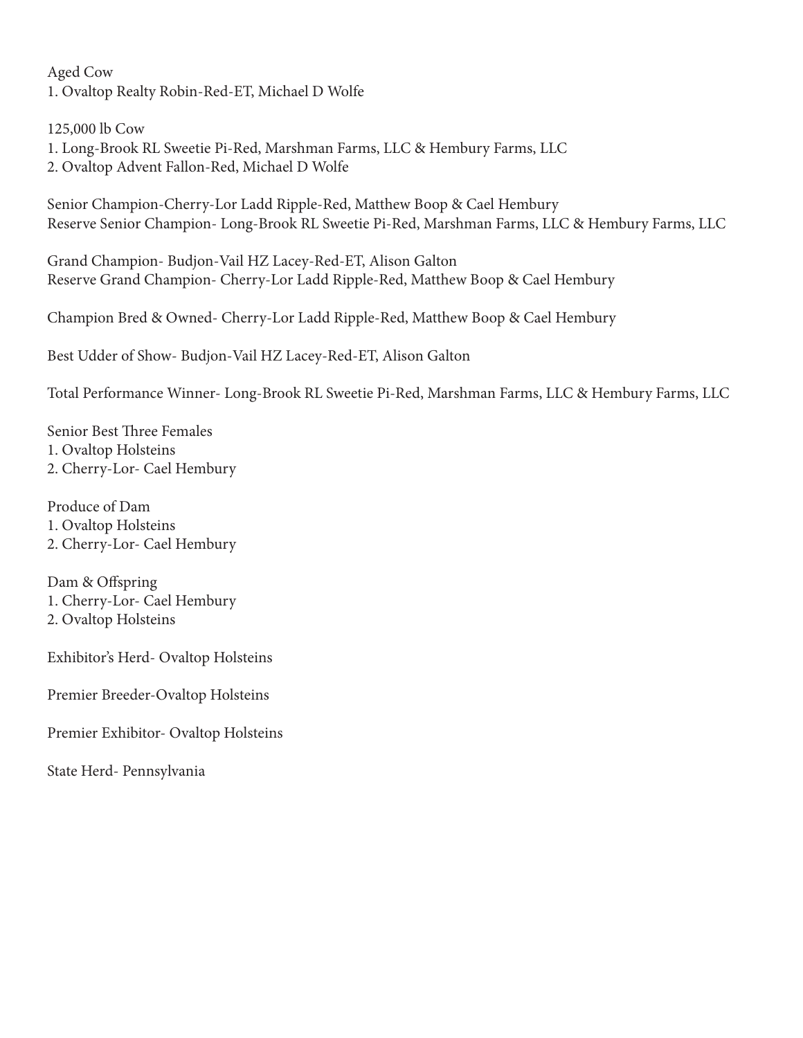Aged Cow
1. Ovaltop Realty Robin-Red-ET, Michael D Wolfe

125,000 lb Cow
1. Long-Brook RL Sweetie Pi-Red, Marshman Farms, LLC & Hembury Farms, LLC
2. Ovaltop Advent Fallon-Red, Michael D Wolfe

Senior Champion-Cherry-Lor Ladd Ripple-Red, Matthew Boop & Cael Hembury
Reserve Senior Champion- Long-Brook RL Sweetie Pi-Red, Marshman Farms, LLC & Hembury Farms, LLC

Grand Champion- Budjon-Vail HZ Lacey-Red-ET, Alison Galton
Reserve Grand Champion- Cherry-Lor Ladd Ripple-Red, Matthew Boop & Cael Hembury

Champion Bred & Owned- Cherry-Lor Ladd Ripple-Red, Matthew Boop & Cael Hembury

Best Udder of Show- Budjon-Vail HZ Lacey-Red-ET, Alison Galton

Total Performance Winner- Long-Brook RL Sweetie Pi-Red, Marshman Farms, LLC & Hembury Farms, LLC

Senior Best Three Females
1. Ovaltop Holsteins
2. Cherry-Lor- Cael Hembury

Produce of Dam
1. Ovaltop Holsteins
2. Cherry-Lor- Cael Hembury

Dam & Offspring
1. Cherry-Lor- Cael Hembury
2. Ovaltop Holsteins

Exhibitor's Herd- Ovaltop Holsteins

Premier Breeder-Ovaltop Holsteins

Premier Exhibitor- Ovaltop Holsteins

State Herd- Pennsylvania